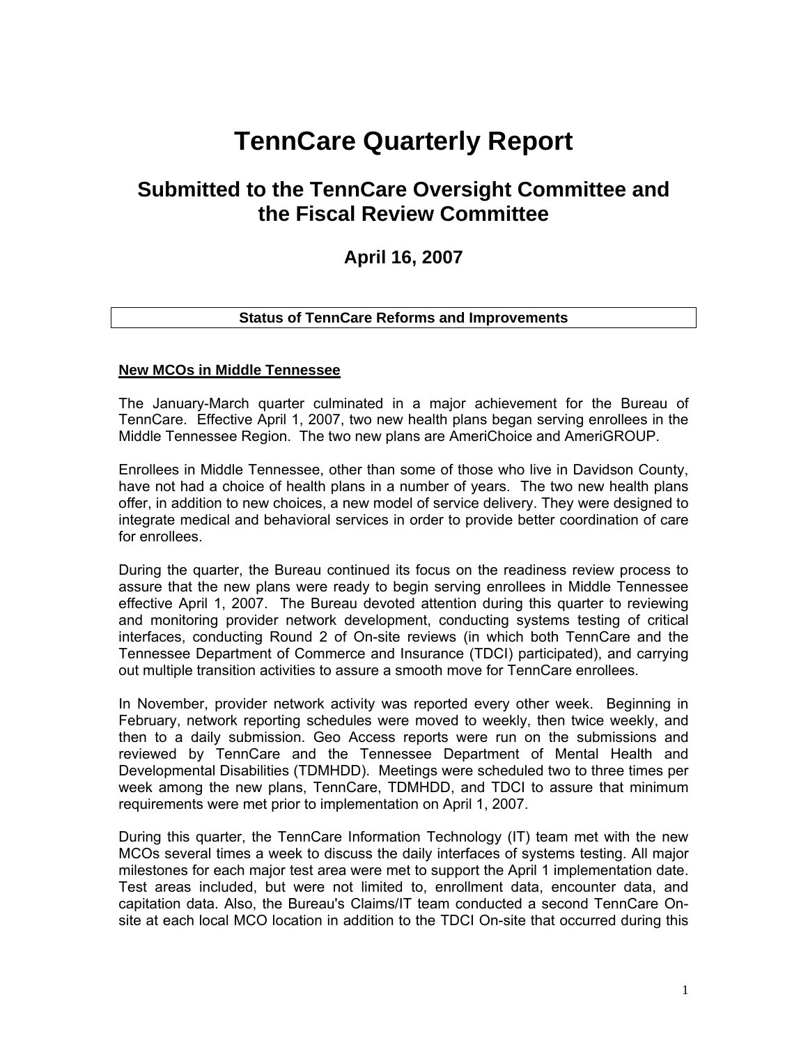# TennCare Quarterly Report

## Submitted to the TennCare Oversight Committee and the Fiscal Review Committee

### April 16, 2007

**Status of TennCare Reforms and Improvements**

**New MCOs in Middle Tennessee**

The January-March quarter culminated in a major achievement for the Bureau of TennCare. Effective April 1, 2007, two new health plans began serving enrollees in the Middle Tennessee Region. The two new plans are AmeriChoice and AmeriGROUP.

Enrollees in Middle Tennessee, other than some of those who live in Davidson County, have not had a choice of health plans in a number of years. The two new health plans offer, in addition to new choices, a new model of service delivery. They were designed to integrate medical and behavioral services in order to provide better coordination of care for enrollees.

During the quarter, the Bureau continued its focus on the readiness review process to assure that the new plans were ready to begin serving enrollees in Middle Tennessee effective April 1, 2007. The Bureau devoted attention during this quarter to reviewing and monitoring provider network development, conducting systems testing of critical interfaces, conducting Round 2 of On-site reviews (in which both TennCare and the Tennessee Department of Commerce and Insurance (TDCI) participated), and carrying out multiple transition activities to assure a smooth move for TennCare enrollees.

In November, provider network activity was reported every other week. Beginning in February, network reporting schedules were moved to weekly, then twice weekly, and then to a daily submission. Geo Access reports were run on the submissions and reviewed by TennCare and the Tennessee Department of Mental Health and Developmental Disabilities (TDMHDD). Meetings were scheduled two to three times per week among the new plans, TennCare, TDMHDD, and TDCI to assure that minimum requirements were met prior to implementation on April 1, 2007.

During this quarter, the TennCare Information Technology (IT) team met with the new MCOs several times a week to discuss the daily interfaces of systems testing. All major milestones for each major test area were met to support the April 1 implementation date. Test areas included, but were not limited to, enrollment data, encounter data, and capitation data. Also, the Bureau's Claims/IT team conducted a second TennCare On-site at each local MCO location in addition to the TDCI On-site that occurred during this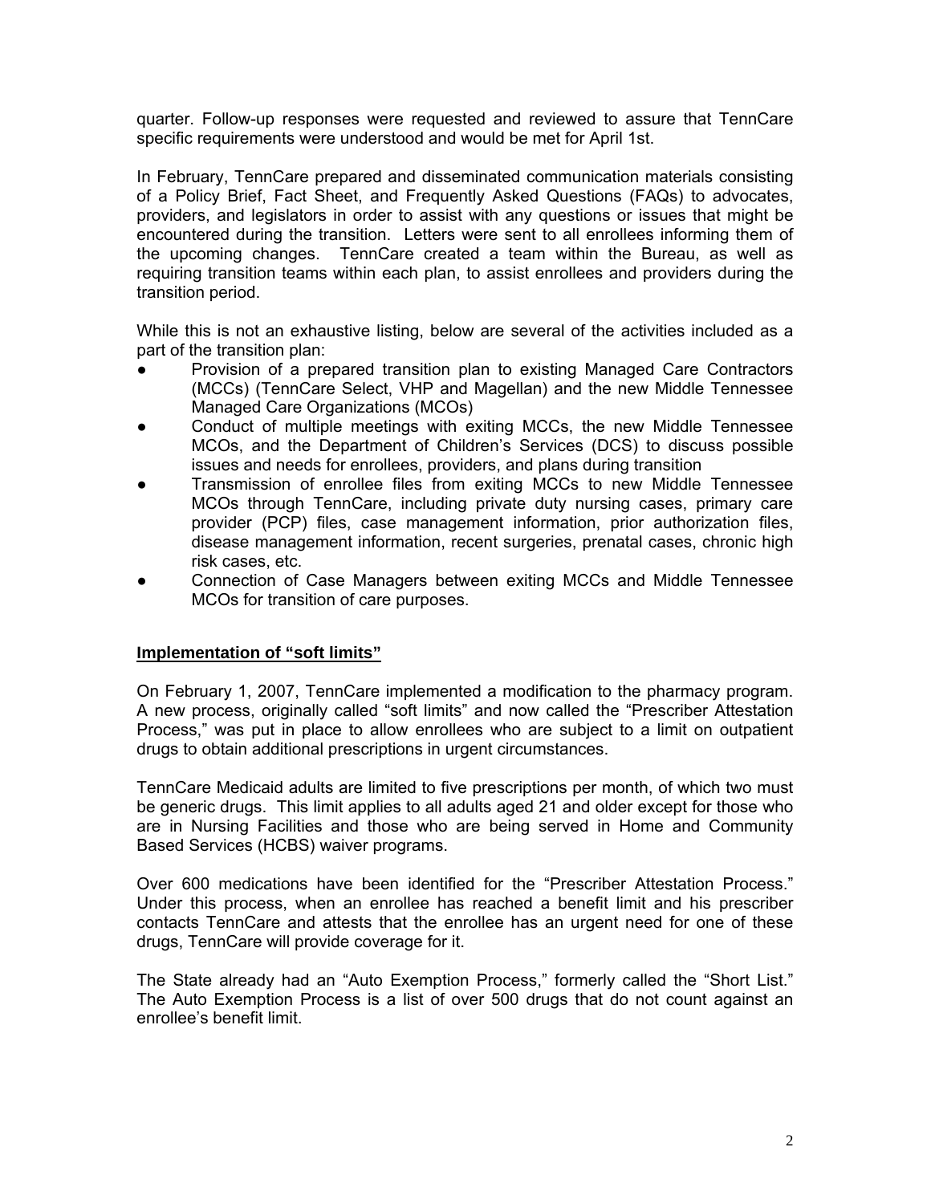quarter. Follow-up responses were requested and reviewed to assure that TennCare specific requirements were understood and would be met for April 1st.

In February, TennCare prepared and disseminated communication materials consisting of a Policy Brief, Fact Sheet, and Frequently Asked Questions (FAQs) to advocates, providers, and legislators in order to assist with any questions or issues that might be encountered during the transition. Letters were sent to all enrollees informing them of the upcoming changes. TennCare created a team within the Bureau, as well as requiring transition teams within each plan, to assist enrollees and providers during the transition period.

While this is not an exhaustive listing, below are several of the activities included as a part of the transition plan:

- Provision of a prepared transition plan to existing Managed Care Contractors (MCCs) (TennCare Select, VHP and Magellan) and the new Middle Tennessee Managed Care Organizations (MCOs)
- Conduct of multiple meetings with exiting MCCs, the new Middle Tennessee MCOs, and the Department of Children's Services (DCS) to discuss possible issues and needs for enrollees, providers, and plans during transition
- Transmission of enrollee files from exiting MCCs to new Middle Tennessee MCOs through TennCare, including private duty nursing cases, primary care provider (PCP) files, case management information, prior authorization files, disease management information, recent surgeries, prenatal cases, chronic high risk cases, etc.
- Connection of Case Managers between exiting MCCs and Middle Tennessee MCOs for transition of care purposes.

**Implementation of "soft limits"**

On February 1, 2007, TennCare implemented a modification to the pharmacy program. A new process, originally called "soft limits" and now called the "Prescriber Attestation Process," was put in place to allow enrollees who are subject to a limit on outpatient drugs to obtain additional prescriptions in urgent circumstances.

TennCare Medicaid adults are limited to five prescriptions per month, of which two must be generic drugs. This limit applies to all adults aged 21 and older except for those who are in Nursing Facilities and those who are being served in Home and Community Based Services (HCBS) waiver programs.

Over 600 medications have been identified for the "Prescriber Attestation Process." Under this process, when an enrollee has reached a benefit limit and his prescriber contacts TennCare and attests that the enrollee has an urgent need for one of these drugs, TennCare will provide coverage for it.

The State already had an "Auto Exemption Process," formerly called the "Short List." The Auto Exemption Process is a list of over 500 drugs that do not count against an enrollee's benefit limit.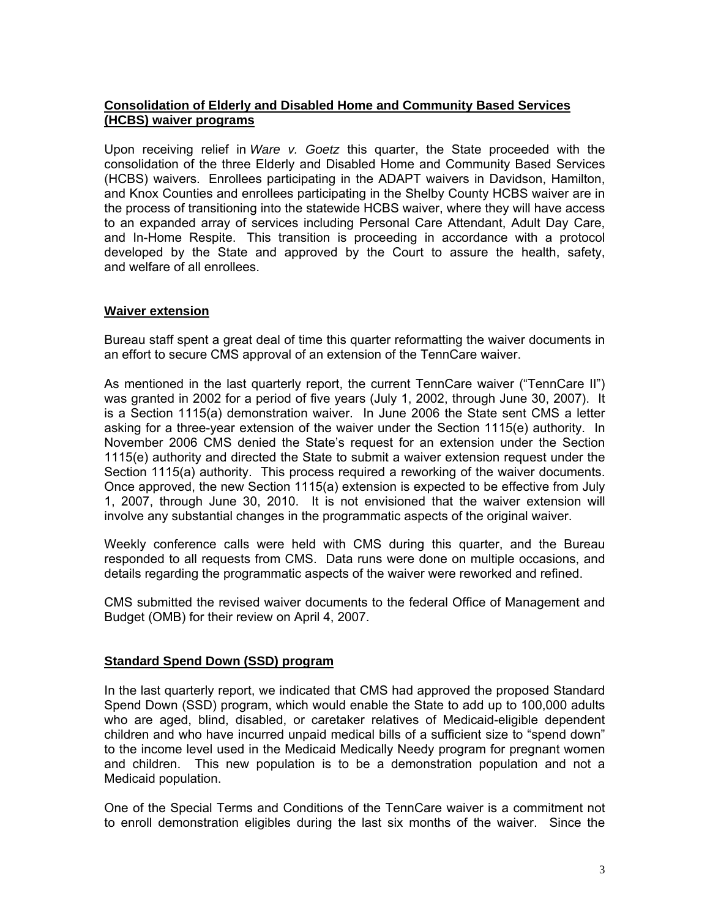## Consolidation of Elderly and Disabled Home and Community Based Services (HCBS) waiver programs

Upon receiving relief in *Ware v. Goetz* this quarter, the State proceeded with the consolidation of the three Elderly and Disabled Home and Community Based Services (HCBS) waivers. Enrollees participating in the ADAPT waivers in Davidson, Hamilton, and Knox Counties and enrollees participating in the Shelby County HCBS waiver are in the process of transitioning into the statewide HCBS waiver, where they will have access to an expanded array of services including Personal Care Attendant, Adult Day Care, and In-Home Respite. This transition is proceeding in accordance with a protocol developed by the State and approved by the Court to assure the health, safety, and welfare of all enrollees.

## Waiver extension

Bureau staff spent a great deal of time this quarter reformatting the waiver documents in an effort to secure CMS approval of an extension of the TennCare waiver.

As mentioned in the last quarterly report, the current TennCare waiver ("TennCare II") was granted in 2002 for a period of five years (July 1, 2002, through June 30, 2007). It is a Section 1115(a) demonstration waiver. In June 2006 the State sent CMS a letter asking for a three-year extension of the waiver under the Section 1115(e) authority. In November 2006 CMS denied the State's request for an extension under the Section 1115(e) authority and directed the State to submit a waiver extension request under the Section 1115(a) authority. This process required a reworking of the waiver documents. Once approved, the new Section 1115(a) extension is expected to be effective from July 1, 2007, through June 30, 2010. It is not envisioned that the waiver extension will involve any substantial changes in the programmatic aspects of the original waiver.

Weekly conference calls were held with CMS during this quarter, and the Bureau responded to all requests from CMS. Data runs were done on multiple occasions, and details regarding the programmatic aspects of the waiver were reworked and refined.

CMS submitted the revised waiver documents to the federal Office of Management and Budget (OMB) for their review on April 4, 2007.

## Standard Spend Down (SSD) program

In the last quarterly report, we indicated that CMS had approved the proposed Standard Spend Down (SSD) program, which would enable the State to add up to 100,000 adults who are aged, blind, disabled, or caretaker relatives of Medicaid-eligible dependent children and who have incurred unpaid medical bills of a sufficient size to "spend down" to the income level used in the Medicaid Medically Needy program for pregnant women and children. This new population is to be a demonstration population and not a Medicaid population.

One of the Special Terms and Conditions of the TennCare waiver is a commitment not to enroll demonstration eligibles during the last six months of the waiver. Since the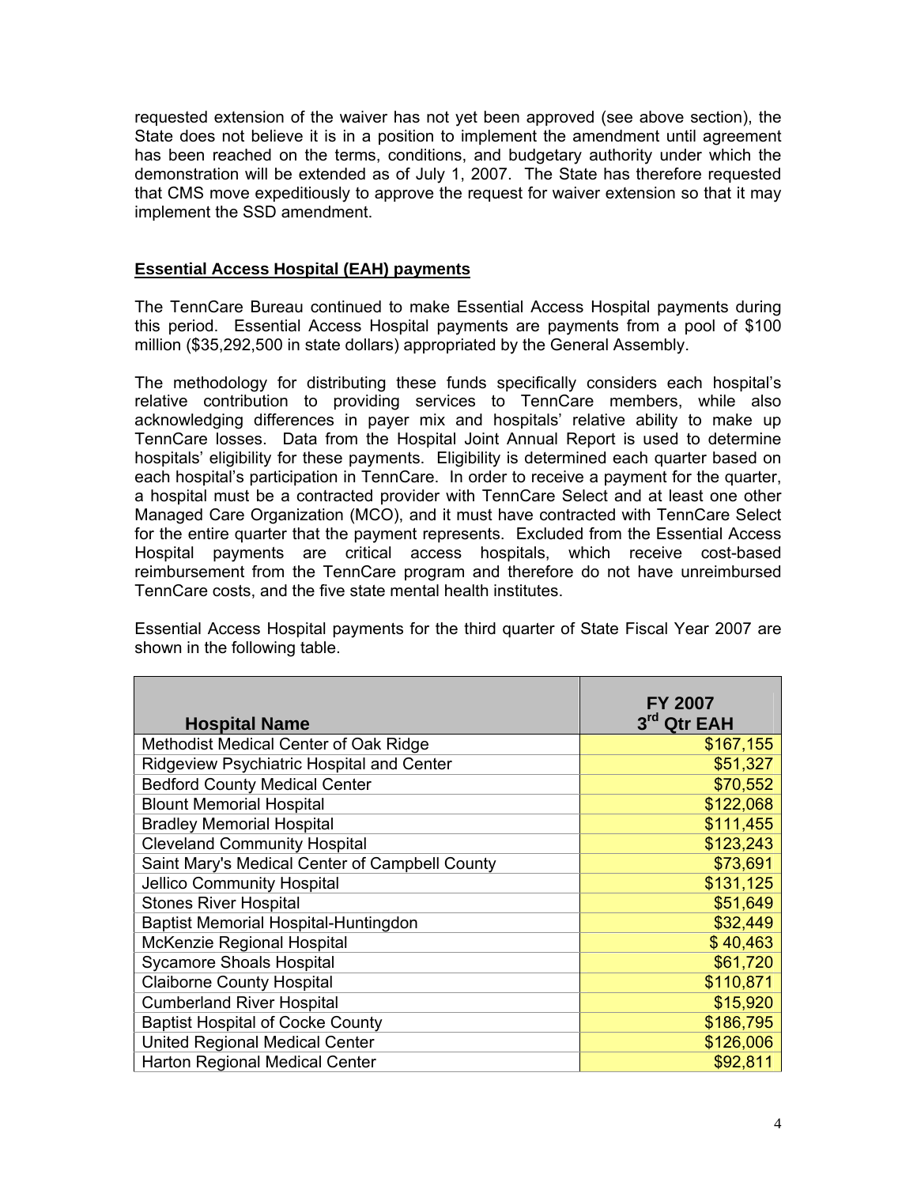requested extension of the waiver has not yet been approved (see above section), the State does not believe it is in a position to implement the amendment until agreement has been reached on the terms, conditions, and budgetary authority under which the demonstration will be extended as of July 1, 2007. The State has therefore requested that CMS move expeditiously to approve the request for waiver extension so that it may implement the SSD amendment.

**Essential Access Hospital (EAH) payments**

The TennCare Bureau continued to make Essential Access Hospital payments during this period. Essential Access Hospital payments are payments from a pool of $100 million ($35,292,500 in state dollars) appropriated by the General Assembly.

The methodology for distributing these funds specifically considers each hospital's relative contribution to providing services to TennCare members, while also acknowledging differences in payer mix and hospitals' relative ability to make up TennCare losses. Data from the Hospital Joint Annual Report is used to determine hospitals' eligibility for these payments. Eligibility is determined each quarter based on each hospital's participation in TennCare. In order to receive a payment for the quarter, a hospital must be a contracted provider with TennCare Select and at least one other Managed Care Organization (MCO), and it must have contracted with TennCare Select for the entire quarter that the payment represents. Excluded from the Essential Access Hospital payments are critical access hospitals, which receive cost-based reimbursement from the TennCare program and therefore do not have unreimbursed TennCare costs, and the five state mental health institutes.

Essential Access Hospital payments for the third quarter of State Fiscal Year 2007 are shown in the following table.

| Hospital Name | FY 2007 3rd Qtr EAH |
|---|---|
| Methodist Medical Center of Oak Ridge | $167,155 |
| Ridgeview Psychiatric Hospital and Center | $51,327 |
| Bedford County Medical Center | $70,552 |
| Blount Memorial Hospital | $122,068 |
| Bradley Memorial Hospital | $111,455 |
| Cleveland Community Hospital | $123,243 |
| Saint Mary's Medical Center of Campbell County | $73,691 |
| Jellico Community Hospital | $131,125 |
| Stones River Hospital | $51,649 |
| Baptist Memorial Hospital-Huntingdon | $32,449 |
| McKenzie Regional Hospital | $ 40,463 |
| Sycamore Shoals Hospital | $61,720 |
| Claiborne County Hospital | $110,871 |
| Cumberland River Hospital | $15,920 |
| Baptist Hospital of Cocke County | $186,795 |
| United Regional Medical Center | $126,006 |
| Harton Regional Medical Center | $92,811 |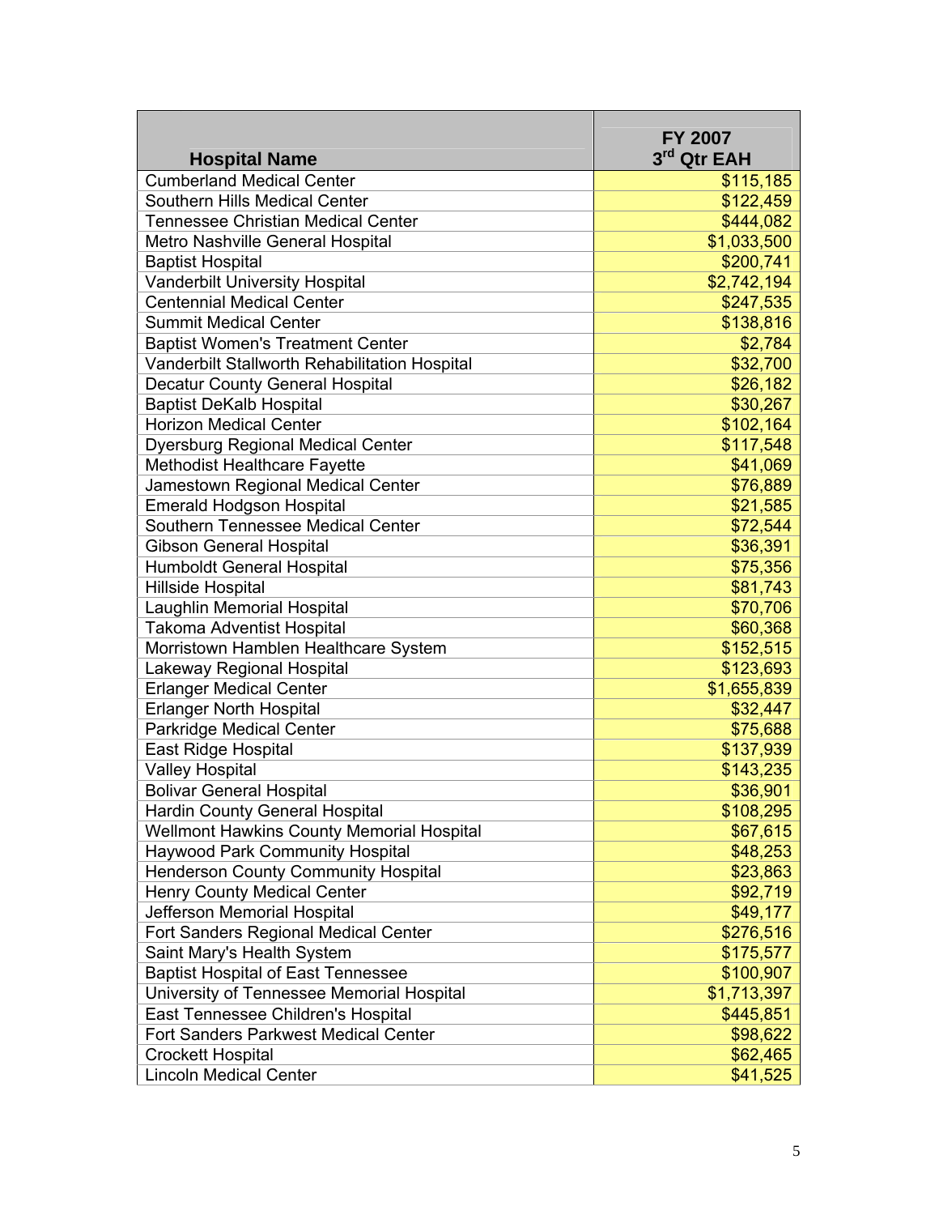| Hospital Name | FY 2007 3rd Qtr EAH |
|---|---|
| Cumberland Medical Center | $115,185 |
| Southern Hills Medical Center | $122,459 |
| Tennessee Christian Medical Center | $444,082 |
| Metro Nashville General Hospital | $1,033,500 |
| Baptist Hospital | $200,741 |
| Vanderbilt University Hospital | $2,742,194 |
| Centennial Medical Center | $247,535 |
| Summit Medical Center | $138,816 |
| Baptist Women's Treatment Center | $2,784 |
| Vanderbilt Stallworth Rehabilitation Hospital | $32,700 |
| Decatur County General Hospital | $26,182 |
| Baptist DeKalb Hospital | $30,267 |
| Horizon Medical Center | $102,164 |
| Dyersburg Regional Medical Center | $117,548 |
| Methodist Healthcare Fayette | $41,069 |
| Jamestown Regional Medical Center | $76,889 |
| Emerald Hodgson Hospital | $21,585 |
| Southern Tennessee Medical Center | $72,544 |
| Gibson General Hospital | $36,391 |
| Humboldt General Hospital | $75,356 |
| Hillside Hospital | $81,743 |
| Laughlin Memorial Hospital | $70,706 |
| Takoma Adventist Hospital | $60,368 |
| Morristown Hamblen Healthcare System | $152,515 |
| Lakeway Regional Hospital | $123,693 |
| Erlanger Medical Center | $1,655,839 |
| Erlanger North Hospital | $32,447 |
| Parkridge Medical Center | $75,688 |
| East Ridge Hospital | $137,939 |
| Valley Hospital | $143,235 |
| Bolivar General Hospital | $36,901 |
| Hardin County General Hospital | $108,295 |
| Wellmont Hawkins County Memorial Hospital | $67,615 |
| Haywood Park Community Hospital | $48,253 |
| Henderson County Community Hospital | $23,863 |
| Henry County Medical Center | $92,719 |
| Jefferson Memorial Hospital | $49,177 |
| Fort Sanders Regional Medical Center | $276,516 |
| Saint Mary's Health System | $175,577 |
| Baptist Hospital of East Tennessee | $100,907 |
| University of Tennessee Memorial Hospital | $1,713,397 |
| East Tennessee Children's Hospital | $445,851 |
| Fort Sanders Parkwest Medical Center | $98,622 |
| Crockett Hospital | $62,465 |
| Lincoln Medical Center | $41,525 |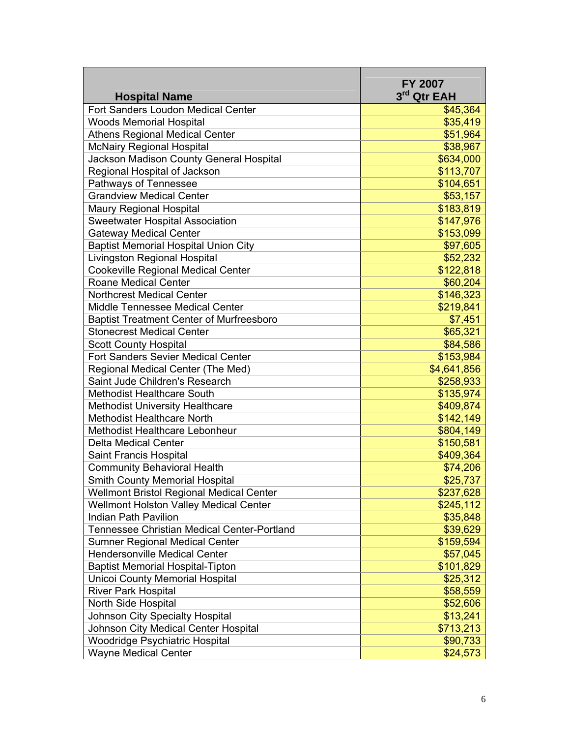| Hospital Name | FY 2007 3rd Qtr EAH |
| --- | --- |
| Fort Sanders Loudon Medical Center | $45,364 |
| Woods Memorial Hospital | $35,419 |
| Athens Regional Medical Center | $51,964 |
| McNairy Regional Hospital | $38,967 |
| Jackson Madison County General Hospital | $634,000 |
| Regional Hospital of Jackson | $113,707 |
| Pathways of Tennessee | $104,651 |
| Grandview Medical Center | $53,157 |
| Maury Regional Hospital | $183,819 |
| Sweetwater Hospital Association | $147,976 |
| Gateway Medical Center | $153,099 |
| Baptist Memorial Hospital Union City | $97,605 |
| Livingston Regional Hospital | $52,232 |
| Cookeville Regional Medical Center | $122,818 |
| Roane Medical Center | $60,204 |
| Northcrest Medical Center | $146,323 |
| Middle Tennessee Medical Center | $219,841 |
| Baptist Treatment Center of Murfreesboro | $7,451 |
| Stonecrest Medical Center | $65,321 |
| Scott County Hospital | $84,586 |
| Fort Sanders Sevier Medical Center | $153,984 |
| Regional Medical Center (The Med) | $4,641,856 |
| Saint Jude Children's Research | $258,933 |
| Methodist Healthcare South | $135,974 |
| Methodist University Healthcare | $409,874 |
| Methodist Healthcare North | $142,149 |
| Methodist Healthcare Lebonheur | $804,149 |
| Delta Medical Center | $150,581 |
| Saint Francis Hospital | $409,364 |
| Community Behavioral Health | $74,206 |
| Smith County Memorial Hospital | $25,737 |
| Wellmont Bristol Regional Medical Center | $237,628 |
| Wellmont Holston Valley Medical Center | $245,112 |
| Indian Path Pavilion | $35,848 |
| Tennessee Christian Medical Center-Portland | $39,629 |
| Sumner Regional Medical Center | $159,594 |
| Hendersonville Medical Center | $57,045 |
| Baptist Memorial Hospital-Tipton | $101,829 |
| Unicoi County Memorial Hospital | $25,312 |
| River Park Hospital | $58,559 |
| North Side Hospital | $52,606 |
| Johnson City Specialty Hospital | $13,241 |
| Johnson City Medical Center Hospital | $713,213 |
| Woodridge Psychiatric Hospital | $90,733 |
| Wayne Medical Center | $24,573 |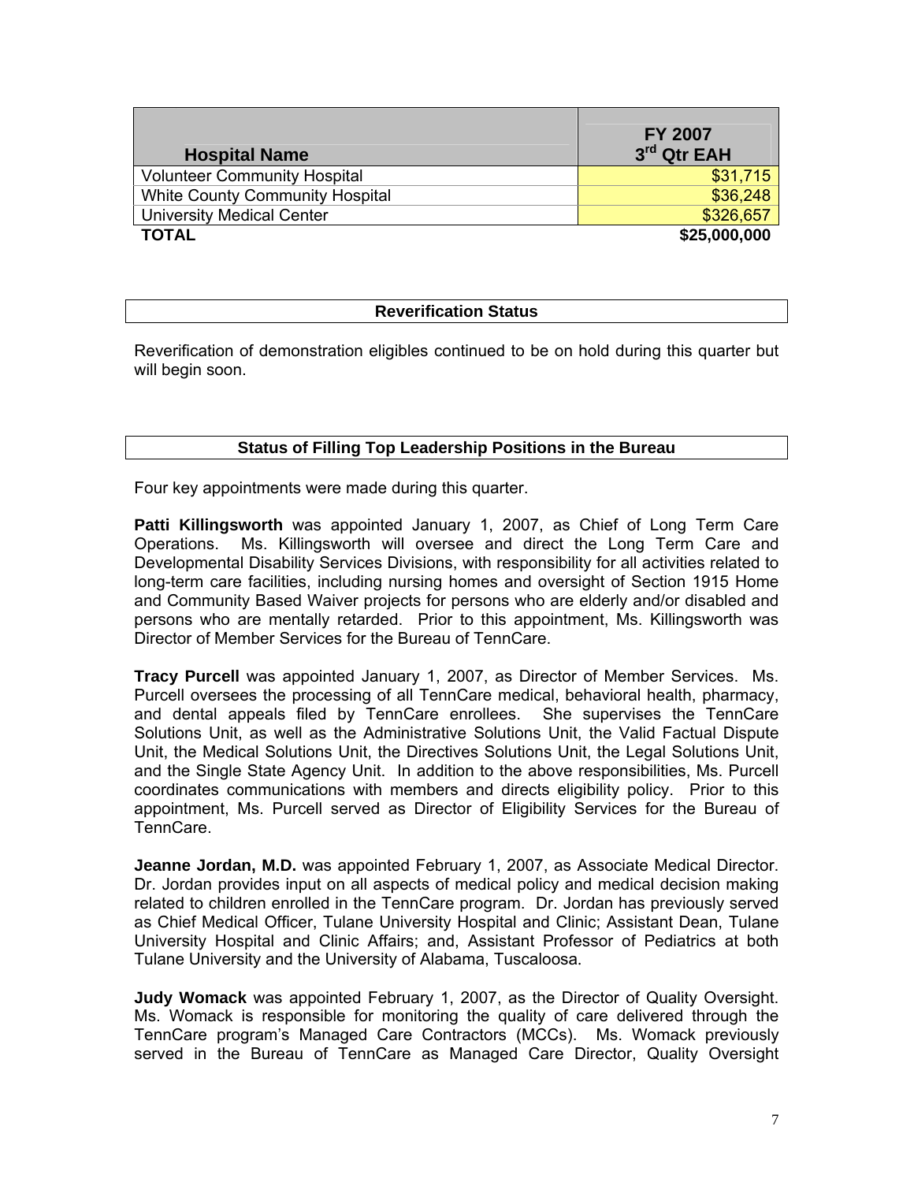| Hospital Name | FY 2007 3rd Qtr EAH |
|---|---|
| Volunteer Community Hospital | $31,715 |
| White County Community Hospital | $36,248 |
| University Medical Center | $326,657 |
| **TOTAL** | **$25,000,000** |

## Reverification Status

Reverification of demonstration eligibles continued to be on hold during this quarter but will begin soon.

## Status of Filling Top Leadership Positions in the Bureau

Four key appointments were made during this quarter.

**Patti Killingsworth** was appointed January 1, 2007, as Chief of Long Term Care Operations. Ms. Killingsworth will oversee and direct the Long Term Care and Developmental Disability Services Divisions, with responsibility for all activities related to long-term care facilities, including nursing homes and oversight of Section 1915 Home and Community Based Waiver projects for persons who are elderly and/or disabled and persons who are mentally retarded. Prior to this appointment, Ms. Killingsworth was Director of Member Services for the Bureau of TennCare.

**Tracy Purcell** was appointed January 1, 2007, as Director of Member Services. Ms. Purcell oversees the processing of all TennCare medical, behavioral health, pharmacy, and dental appeals filed by TennCare enrollees. She supervises the TennCare Solutions Unit, as well as the Administrative Solutions Unit, the Valid Factual Dispute Unit, the Medical Solutions Unit, the Directives Solutions Unit, the Legal Solutions Unit, and the Single State Agency Unit. In addition to the above responsibilities, Ms. Purcell coordinates communications with members and directs eligibility policy. Prior to this appointment, Ms. Purcell served as Director of Eligibility Services for the Bureau of TennCare.

**Jeanne Jordan, M.D.** was appointed February 1, 2007, as Associate Medical Director. Dr. Jordan provides input on all aspects of medical policy and medical decision making related to children enrolled in the TennCare program. Dr. Jordan has previously served as Chief Medical Officer, Tulane University Hospital and Clinic; Assistant Dean, Tulane University Hospital and Clinic Affairs; and, Assistant Professor of Pediatrics at both Tulane University and the University of Alabama, Tuscaloosa.

**Judy Womack** was appointed February 1, 2007, as the Director of Quality Oversight. Ms. Womack is responsible for monitoring the quality of care delivered through the TennCare program's Managed Care Contractors (MCCs). Ms. Womack previously served in the Bureau of TennCare as Managed Care Director, Quality Oversight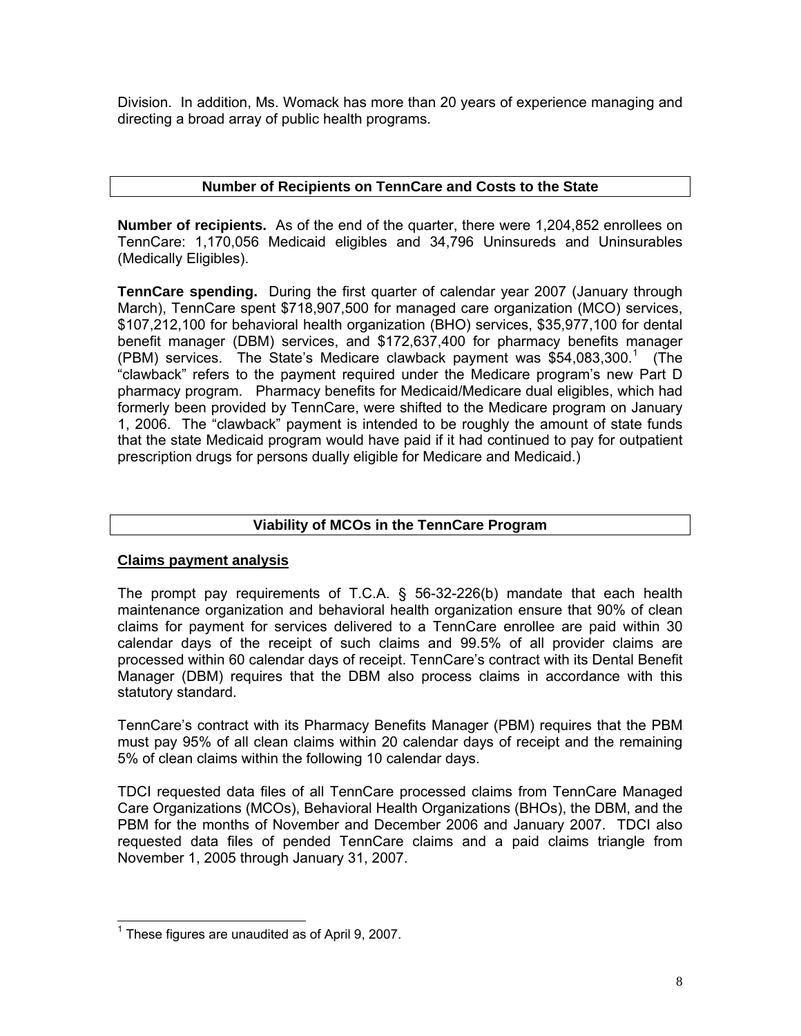Division. In addition, Ms. Womack has more than 20 years of experience managing and directing a broad array of public health programs.

## Number of Recipients on TennCare and Costs to the State

**Number of recipients.** As of the end of the quarter, there were 1,204,852 enrollees on TennCare: 1,170,056 Medicaid eligibles and 34,796 Uninsureds and Uninsurables (Medically Eligibles).

**TennCare spending.** During the first quarter of calendar year 2007 (January through March), TennCare spent $718,907,500 for managed care organization (MCO) services, $107,212,100 for behavioral health organization (BHO) services, $35,977,100 for dental benefit manager (DBM) services, and $172,637,400 for pharmacy benefits manager (PBM) services. The State's Medicare clawback payment was $54,083,300.[1] (The "clawback" refers to the payment required under the Medicare program's new Part D pharmacy program. Pharmacy benefits for Medicaid/Medicare dual eligibles, which had formerly been provided by TennCare, were shifted to the Medicare program on January 1, 2006. The "clawback" payment is intended to be roughly the amount of state funds that the state Medicaid program would have paid if it had continued to pay for outpatient prescription drugs for persons dually eligible for Medicare and Medicaid.)

## Viability of MCOs in the TennCare Program

### Claims payment analysis

The prompt pay requirements of T.C.A. § 56-32-226(b) mandate that each health maintenance organization and behavioral health organization ensure that 90% of clean claims for payment for services delivered to a TennCare enrollee are paid within 30 calendar days of the receipt of such claims and 99.5% of all provider claims are processed within 60 calendar days of receipt. TennCare's contract with its Dental Benefit Manager (DBM) requires that the DBM also process claims in accordance with this statutory standard.

TennCare's contract with its Pharmacy Benefits Manager (PBM) requires that the PBM must pay 95% of all clean claims within 20 calendar days of receipt and the remaining 5% of clean claims within the following 10 calendar days.

TDCI requested data files of all TennCare processed claims from TennCare Managed Care Organizations (MCOs), Behavioral Health Organizations (BHOs), the DBM, and the PBM for the months of November and December 2006 and January 2007. TDCI also requested data files of pended TennCare claims and a paid claims triangle from November 1, 2005 through January 31, 2007.

---

[1] These figures are unaudited as of April 9, 2007.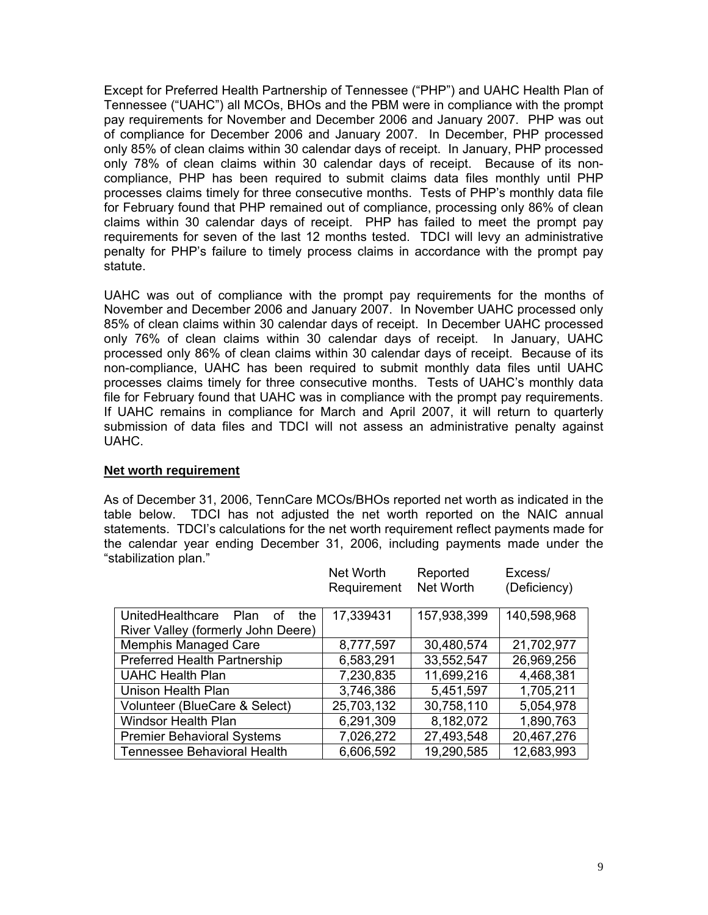Except for Preferred Health Partnership of Tennessee ("PHP") and UAHC Health Plan of Tennessee ("UAHC") all MCOs, BHOs and the PBM were in compliance with the prompt pay requirements for November and December 2006 and January 2007. PHP was out of compliance for December 2006 and January 2007. In December, PHP processed only 85% of clean claims within 30 calendar days of receipt. In January, PHP processed only 78% of clean claims within 30 calendar days of receipt. Because of its non-compliance, PHP has been required to submit claims data files monthly until PHP processes claims timely for three consecutive months. Tests of PHP's monthly data file for February found that PHP remained out of compliance, processing only 86% of clean claims within 30 calendar days of receipt. PHP has failed to meet the prompt pay requirements for seven of the last 12 months tested. TDCI will levy an administrative penalty for PHP's failure to timely process claims in accordance with the prompt pay statute.

UAHC was out of compliance with the prompt pay requirements for the months of November and December 2006 and January 2007. In November UAHC processed only 85% of clean claims within 30 calendar days of receipt. In December UAHC processed only 76% of clean claims within 30 calendar days of receipt. In January, UAHC processed only 86% of clean claims within 30 calendar days of receipt. Because of its non-compliance, UAHC has been required to submit monthly data files until UAHC processes claims timely for three consecutive months. Tests of UAHC's monthly data file for February found that UAHC was in compliance with the prompt pay requirements. If UAHC remains in compliance for March and April 2007, it will return to quarterly submission of data files and TDCI will not assess an administrative penalty against UAHC.

**Net worth requirement**

As of December 31, 2006, TennCare MCOs/BHOs reported net worth as indicated in the table below. TDCI has not adjusted the net worth reported on the NAIC annual statements. TDCI's calculations for the net worth requirement reflect payments made for the calendar year ending December 31, 2006, including payments made under the "stabilization plan."

| | Net Worth Requirement | Reported Net Worth | Excess/ (Deficiency) |
|---|---|---|---|
| UnitedHealthcare Plan of the River Valley (formerly John Deere) | 17,339431 | 157,938,399 | 140,598,968 |
| Memphis Managed Care | 8,777,597 | 30,480,574 | 21,702,977 |
| Preferred Health Partnership | 6,583,291 | 33,552,547 | 26,969,256 |
| UAHC Health Plan | 7,230,835 | 11,699,216 | 4,468,381 |
| Unison Health Plan | 3,746,386 | 5,451,597 | 1,705,211 |
| Volunteer (BlueCare & Select) | 25,703,132 | 30,758,110 | 5,054,978 |
| Windsor Health Plan | 6,291,309 | 8,182,072 | 1,890,763 |
| Premier Behavioral Systems | 7,026,272 | 27,493,548 | 20,467,276 |
| Tennessee Behavioral Health | 6,606,592 | 19,290,585 | 12,683,993 |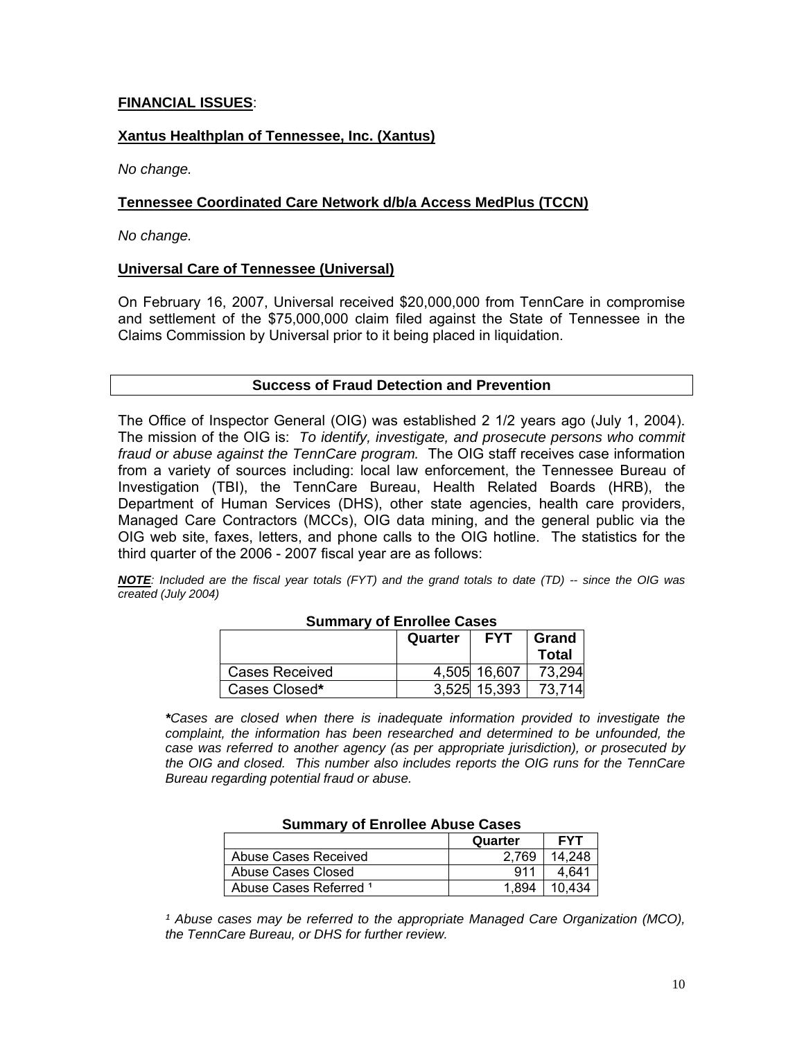**FINANCIAL ISSUES**:

**Xantus Healthplan of Tennessee, Inc. (Xantus)**

*No change.*

**Tennessee Coordinated Care Network d/b/a Access MedPlus (TCCN)**

*No change.*

**Universal Care of Tennessee (Universal)**

On February 16, 2007, Universal received $20,000,000 from TennCare in compromise and settlement of the $75,000,000 claim filed against the State of Tennessee in the Claims Commission by Universal prior to it being placed in liquidation.

## Success of Fraud Detection and Prevention

The Office of Inspector General (OIG) was established 2 1/2 years ago (July 1, 2004). The mission of the OIG is: *To identify, investigate, and prosecute persons who commit fraud or abuse against the TennCare program.* The OIG staff receives case information from a variety of sources including: local law enforcement, the Tennessee Bureau of Investigation (TBI), the TennCare Bureau, Health Related Boards (HRB), the Department of Human Services (DHS), other state agencies, health care providers, Managed Care Contractors (MCCs), OIG data mining, and the general public via the OIG web site, faxes, letters, and phone calls to the OIG hotline. The statistics for the third quarter of the 2006 - 2007 fiscal year are as follows:

***NOTE**: Included are the fiscal year totals (FYT) and the grand totals to date (TD) -- since the OIG was created (July 2004)*

**Summary of Enrollee Cases**

| | Quarter | FYT | Grand Total |
|---|---|---|---|
| Cases Received | 4,505 | 16,607 | 73,294 |
| Cases Closed* | 3,525 | 15,393 | 73,714 |

*\*Cases are closed when there is inadequate information provided to investigate the complaint, the information has been researched and determined to be unfounded, the case was referred to another agency (as per appropriate jurisdiction), or prosecuted by the OIG and closed. This number also includes reports the OIG runs for the TennCare Bureau regarding potential fraud or abuse.*

**Summary of Enrollee Abuse Cases**

| | Quarter | FYT |
|---|---|---|
| Abuse Cases Received | 2,769 | 14,248 |
| Abuse Cases Closed | 911 | 4,641 |
| Abuse Cases Referred [1] | 1,894 | 10,434 |

*[1] Abuse cases may be referred to the appropriate Managed Care Organization (MCO), the TennCare Bureau, or DHS for further review.*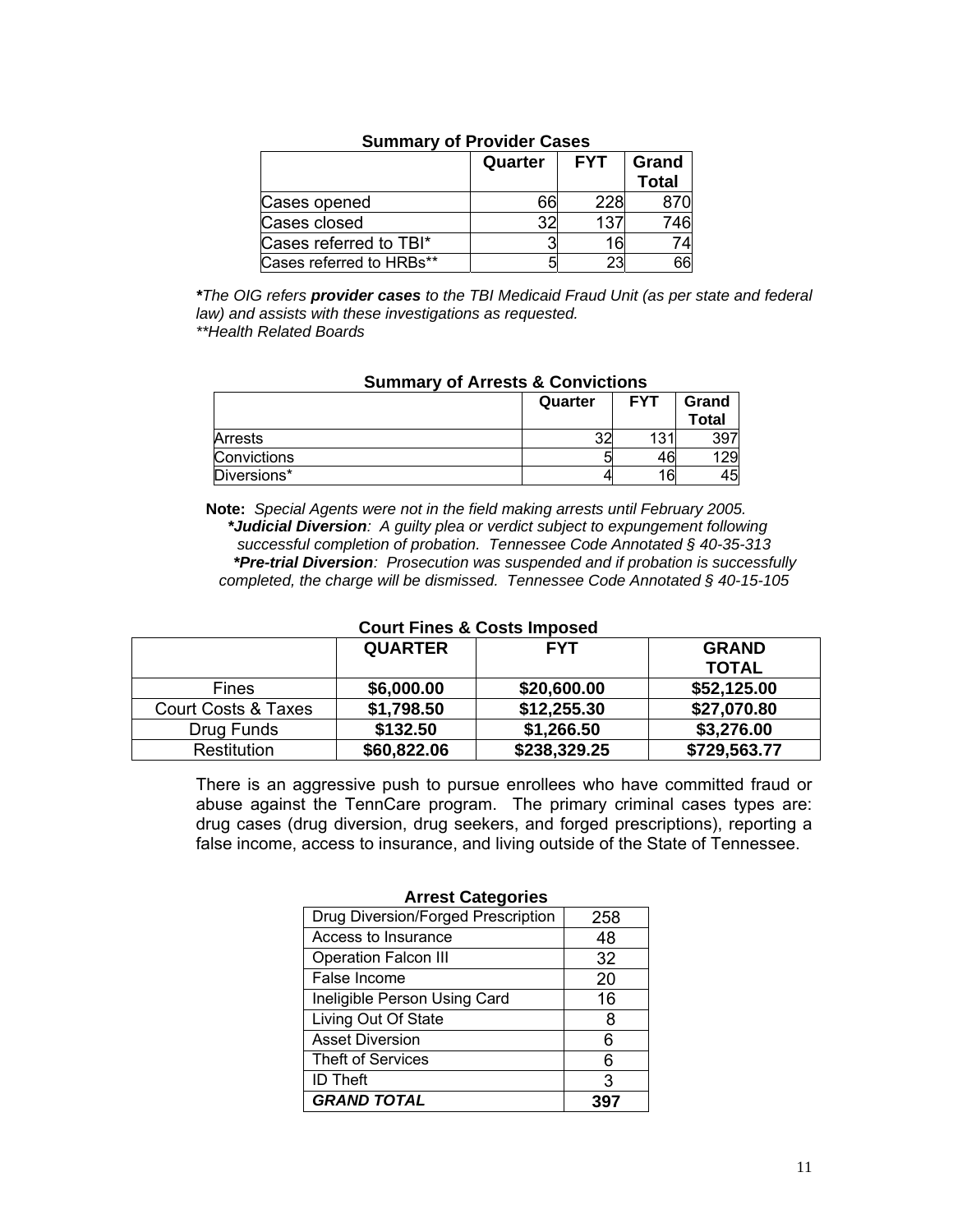**Summary of Provider Cases**

| | Quarter | FYT | Grand Total |
|---|---|---|---|
| Cases opened | 66 | 228 | 870 |
| Cases closed | 32 | 137 | 746 |
| Cases referred to TBI* | 3 | 16 | 74 |
| Cases referred to HRBs** | 5 | 23 | 66 |

****The OIG refers* ***provider cases*** *to the TBI Medicaid Fraud Unit (as per state and federal law) and assists with these investigations as requested.*
*\*\*Health Related Boards*

**Summary of Arrests & Convictions**

| | Quarter | FYT | Grand Total |
|---|---|---|---|
| Arrests | 32 | 131 | 397 |
| Convictions | 5 | 46 | 129 |
| Diversions* | 4 | 16 | 45 |

**Note:** *Special Agents were not in the field making arrests until February 2005.*
***\*Judicial Diversion****: A guilty plea or verdict subject to expungement following successful completion of probation. Tennessee Code Annotated § 40-35-313*
***\*Pre-trial Diversion****: Prosecution was suspended and if probation is successfully completed, the charge will be dismissed. Tennessee Code Annotated § 40-15-105*

**Court Fines & Costs Imposed**

| | QUARTER | FYT | GRAND TOTAL |
|---|---|---|---|
| Fines | **$6,000.00** | **$20,600.00** | **$52,125.00** |
| Court Costs & Taxes | **$1,798.50** | **$12,255.30** | **$27,070.80** |
| Drug Funds | **$132.50** | **$1,266.50** | **$3,276.00** |
| Restitution | **$60,822.06** | **$238,329.25** | **$729,563.77** |

There is an aggressive push to pursue enrollees who have committed fraud or abuse against the TennCare program. The primary criminal cases types are: drug cases (drug diversion, drug seekers, and forged prescriptions), reporting a false income, access to insurance, and living outside of the State of Tennessee.

**Arrest Categories**

| Category | Count |
|---|---|
| Drug Diversion/Forged Prescription | 258 |
| Access to Insurance | 48 |
| Operation Falcon III | 32 |
| False Income | 20 |
| Ineligible Person Using Card | 16 |
| Living Out Of State | 8 |
| Asset Diversion | 6 |
| Theft of Services | 6 |
| ID Theft | 3 |
| ***GRAND TOTAL*** | **397** |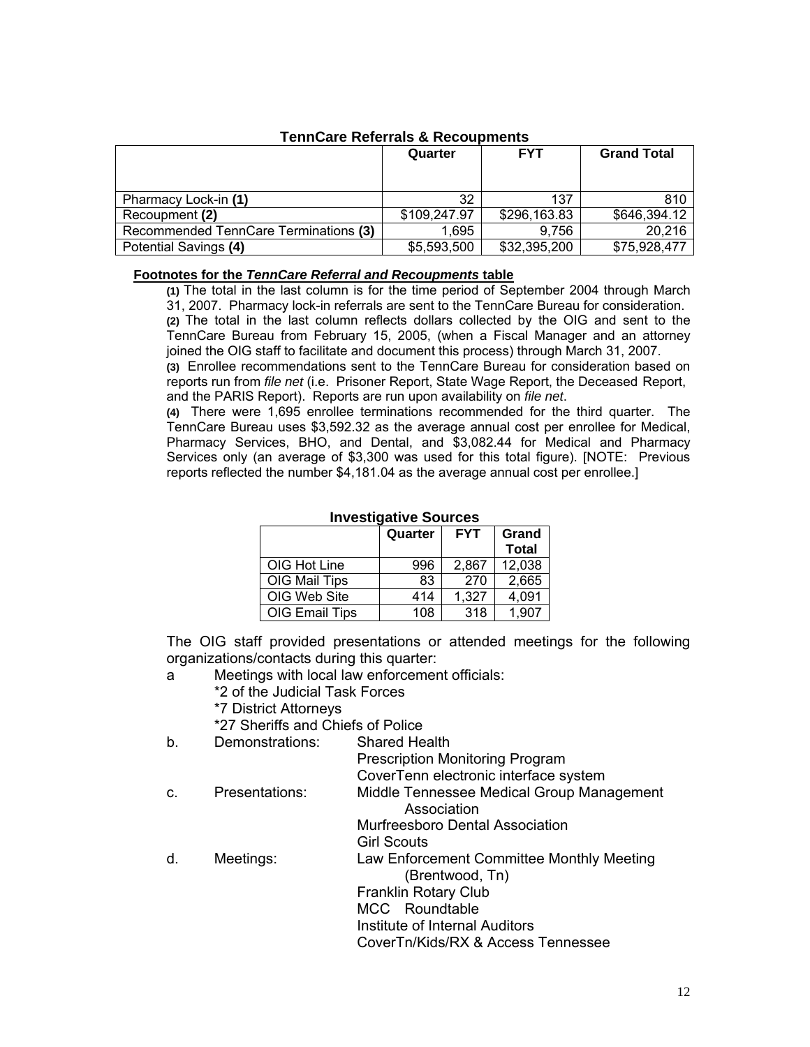### TennCare Referrals & Recoupments

| | Quarter | FYT | Grand Total |
|---|---|---|---|
| Pharmacy Lock-in **(1)** | 32 | 137 | 810 |
| Recoupment **(2)** | $109,247.97 | $296,163.83 | $646,394.12 |
| Recommended TennCare Terminations **(3)** | 1,695 | 9,756 | 20,216 |
| Potential Savings **(4)** | $5,593,500 | $32,395,200 | $75,928,477 |

**Footnotes for the *TennCare Referral and Recoupments* table**

**(1)** The total in the last column is for the time period of September 2004 through March 31, 2007. Pharmacy lock-in referrals are sent to the TennCare Bureau for consideration.
**(2)** The total in the last column reflects dollars collected by the OIG and sent to the TennCare Bureau from February 15, 2005, (when a Fiscal Manager and an attorney joined the OIG staff to facilitate and document this process) through March 31, 2007.
**(3)** Enrollee recommendations sent to the TennCare Bureau for consideration based on reports run from *file net* (i.e. Prisoner Report, State Wage Report, the Deceased Report, and the PARIS Report). Reports are run upon availability on *file net*.
**(4)** There were 1,695 enrollee terminations recommended for the third quarter. The TennCare Bureau uses $3,592.32 as the average annual cost per enrollee for Medical, Pharmacy Services, BHO, and Dental, and $3,082.44 for Medical and Pharmacy Services only (an average of $3,300 was used for this total figure). [NOTE: Previous reports reflected the number $4,181.04 as the average annual cost per enrollee.]

### Investigative Sources

| | Quarter | FYT | Grand Total |
|---|---|---|---|
| OIG Hot Line | 996 | 2,867 | 12,038 |
| OIG Mail Tips | 83 | 270 | 2,665 |
| OIG Web Site | 414 | 1,327 | 4,091 |
| OIG Email Tips | 108 | 318 | 1,907 |

The OIG staff provided presentations or attended meetings for the following organizations/contacts during this quarter:

a Meetings with local law enforcement officials:
  - *2 of the Judicial Task Forces
  - *7 District Attorneys
  - *27 Sheriffs and Chiefs of Police

b. Demonstrations:
  - Shared Health
  - Prescription Monitoring Program
  - CoverTenn electronic interface system

c. Presentations:
  - Middle Tennessee Medical Group Management Association
  - Murfreesboro Dental Association
  - Girl Scouts

d. Meetings:
  - Law Enforcement Committee Monthly Meeting (Brentwood, Tn)
  - Franklin Rotary Club
  - MCC Roundtable
  - Institute of Internal Auditors
  - CoverTn/Kids/RX & Access Tennessee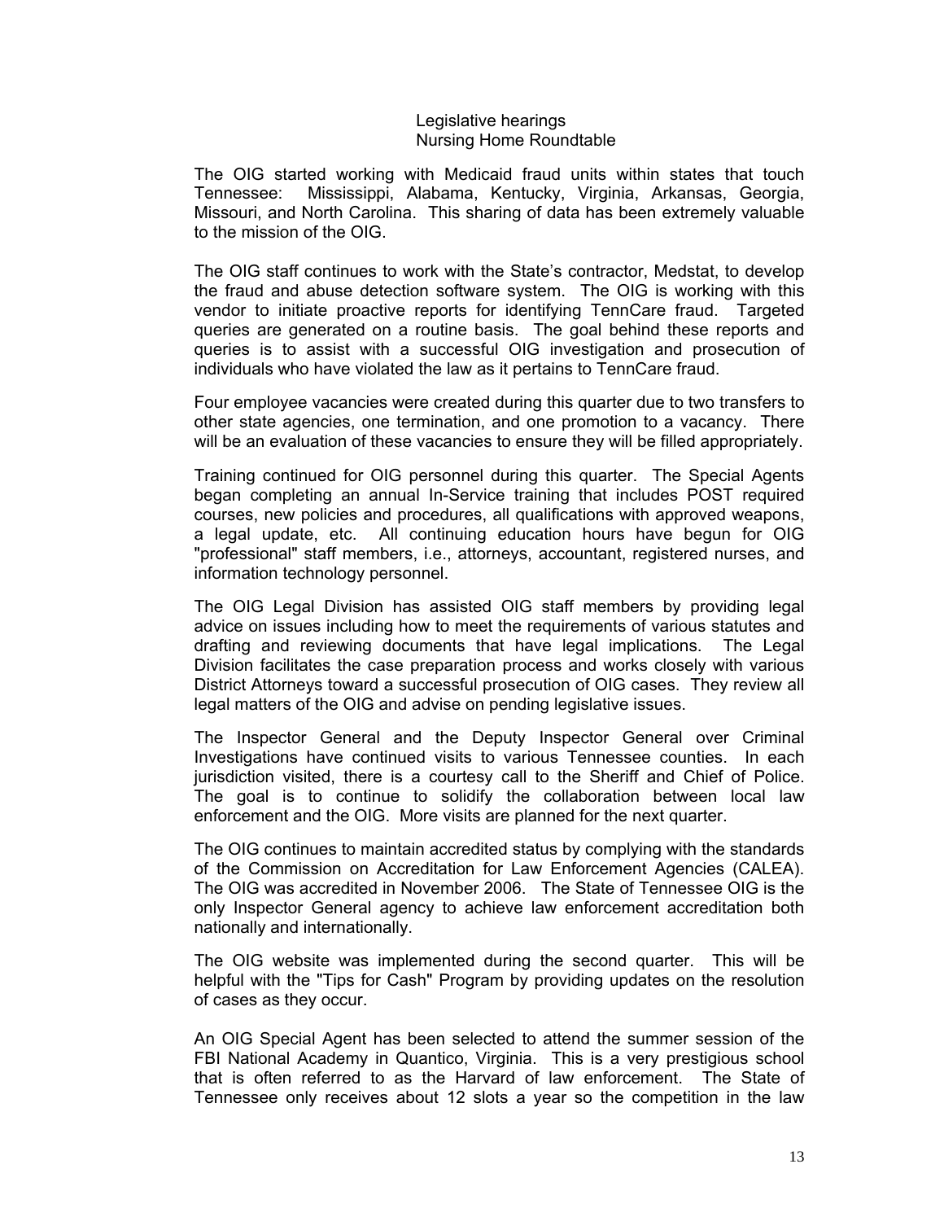Legislative hearings
Nursing Home Roundtable

The OIG started working with Medicaid fraud units within states that touch Tennessee: Mississippi, Alabama, Kentucky, Virginia, Arkansas, Georgia, Missouri, and North Carolina. This sharing of data has been extremely valuable to the mission of the OIG.

The OIG staff continues to work with the State's contractor, Medstat, to develop the fraud and abuse detection software system. The OIG is working with this vendor to initiate proactive reports for identifying TennCare fraud. Targeted queries are generated on a routine basis. The goal behind these reports and queries is to assist with a successful OIG investigation and prosecution of individuals who have violated the law as it pertains to TennCare fraud.

Four employee vacancies were created during this quarter due to two transfers to other state agencies, one termination, and one promotion to a vacancy. There will be an evaluation of these vacancies to ensure they will be filled appropriately.

Training continued for OIG personnel during this quarter. The Special Agents began completing an annual In-Service training that includes POST required courses, new policies and procedures, all qualifications with approved weapons, a legal update, etc. All continuing education hours have begun for OIG "professional" staff members, i.e., attorneys, accountant, registered nurses, and information technology personnel.

The OIG Legal Division has assisted OIG staff members by providing legal advice on issues including how to meet the requirements of various statutes and drafting and reviewing documents that have legal implications. The Legal Division facilitates the case preparation process and works closely with various District Attorneys toward a successful prosecution of OIG cases. They review all legal matters of the OIG and advise on pending legislative issues.

The Inspector General and the Deputy Inspector General over Criminal Investigations have continued visits to various Tennessee counties. In each jurisdiction visited, there is a courtesy call to the Sheriff and Chief of Police. The goal is to continue to solidify the collaboration between local law enforcement and the OIG. More visits are planned for the next quarter.

The OIG continues to maintain accredited status by complying with the standards of the Commission on Accreditation for Law Enforcement Agencies (CALEA). The OIG was accredited in November 2006. The State of Tennessee OIG is the only Inspector General agency to achieve law enforcement accreditation both nationally and internationally.

The OIG website was implemented during the second quarter. This will be helpful with the "Tips for Cash" Program by providing updates on the resolution of cases as they occur.

An OIG Special Agent has been selected to attend the summer session of the FBI National Academy in Quantico, Virginia. This is a very prestigious school that is often referred to as the Harvard of law enforcement. The State of Tennessee only receives about 12 slots a year so the competition in the law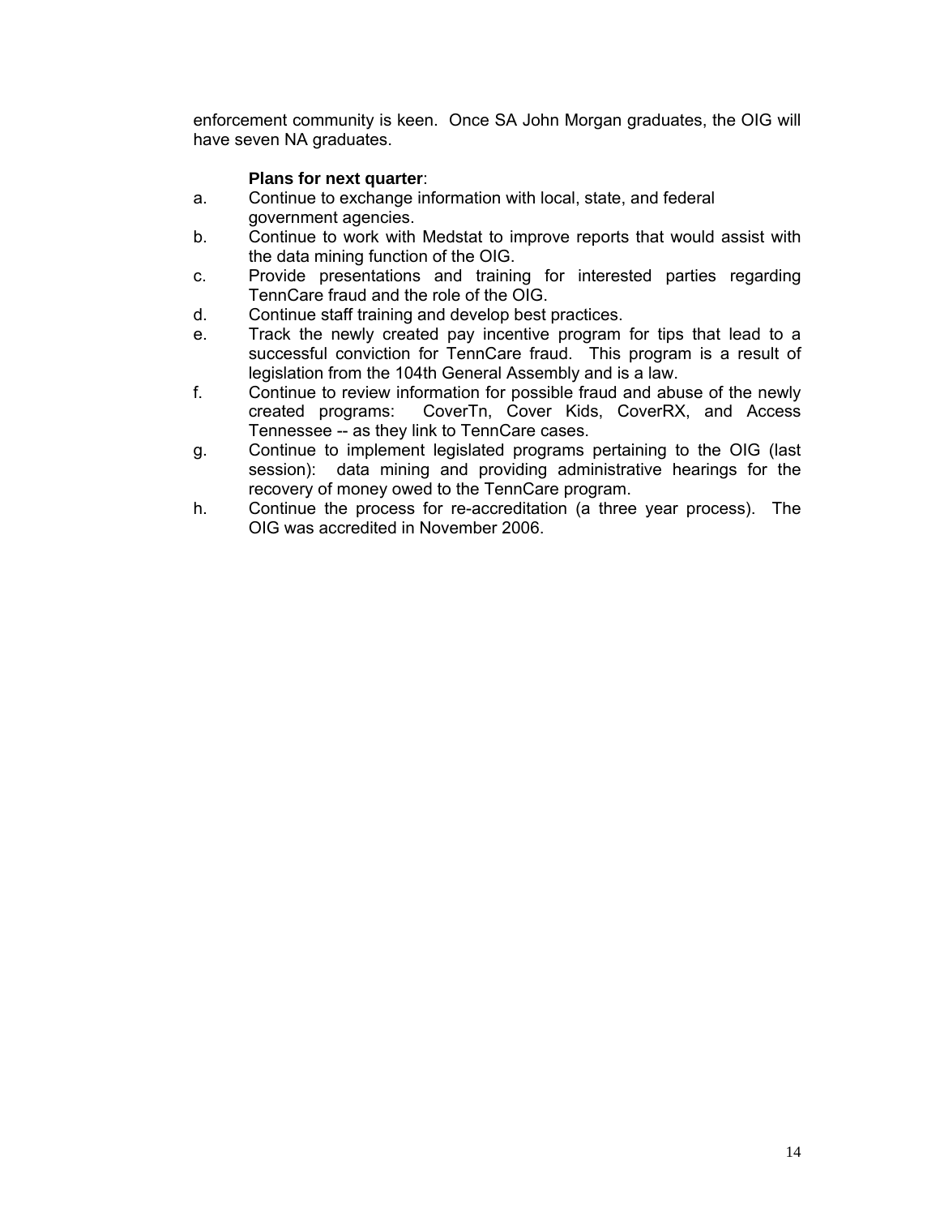enforcement community is keen. Once SA John Morgan graduates, the OIG will have seven NA graduates.

**Plans for next quarter**:

a. Continue to exchange information with local, state, and federal government agencies.

b. Continue to work with Medstat to improve reports that would assist with the data mining function of the OIG.

c. Provide presentations and training for interested parties regarding TennCare fraud and the role of the OIG.

d. Continue staff training and develop best practices.

e. Track the newly created pay incentive program for tips that lead to a successful conviction for TennCare fraud. This program is a result of legislation from the 104th General Assembly and is a law.

f. Continue to review information for possible fraud and abuse of the newly created programs: CoverTn, Cover Kids, CoverRX, and Access Tennessee -- as they link to TennCare cases.

g. Continue to implement legislated programs pertaining to the OIG (last session): data mining and providing administrative hearings for the recovery of money owed to the TennCare program.

h. Continue the process for re-accreditation (a three year process). The OIG was accredited in November 2006.